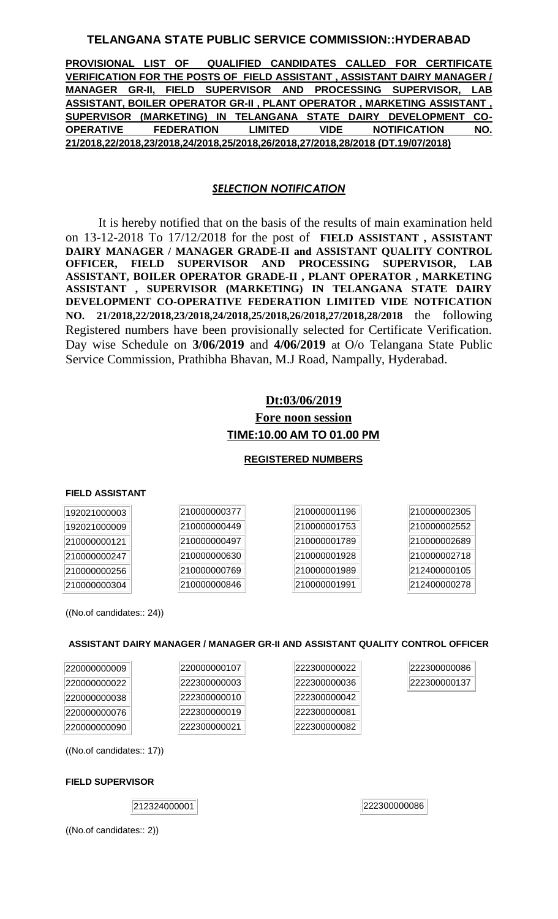# TELANGANA STATE PUBLIC SERVICE COMMISSION::HYDERABAD

**PROVISIONAL LIST OF QUALIFIED CANDIDATES CALLED FOR CERTIFICATE VERIFICATION FOR THE POSTS OF FIELD ASSISTANT , ASSISTANT DAIRY MANAGER / MANAGER GR-II, FIELD SUPERVISOR AND PROCESSING SUPERVISOR, LAB ASSISTANT, BOILER OPERATOR GR-II , PLANT OPERATOR , MARKETING ASSISTANT , SUPERVISOR (MARKETING) IN TELANGANA STATE DAIRY DEVELOPMENT CO-OPERATIVE FEDERATION LIMITED VIDE NOTIFICATION NO. 21/2018,22/2018,23/2018,24/2018,25/2018,26/2018,27/2018,28/2018 (DT.19/07/2018)**

## *SELECTION NOTIFICATION*

It is hereby notified that on the basis of the results of main examination held on 13-12-2018 To 17/12/2018 for the post of **FIELD ASSISTANT , ASSISTANT DAIRY MANAGER / MANAGER GRADE-II and ASSISTANT QUALITY CONTROL OFFICER, FIELD SUPERVISOR AND PROCESSING SUPERVISOR, LAB ASSISTANT, BOILER OPERATOR GRADE-II , PLANT OPERATOR , MARKETING ASSISTANT , SUPERVISOR (MARKETING) IN TELANGANA STATE DAIRY DEVELOPMENT CO-OPERATIVE FEDERATION LIMITED VIDE NOTFICATION NO. 21/2018,22/2018,23/2018,24/2018,25/2018,26/2018,27/2018,28/2018** the following Registered numbers have been provisionally selected for Certificate Verification. Day wise Schedule on **3/06/2019** and **4/06/2019** at O/o Telangana State Public Service Commission, Prathibha Bhavan, M.J Road, Nampally, Hyderabad.

### Dt:03/06/2019

### Fore noon session

### TIME:10.00 AM TO 01.00 PM

**REGISTERED NUMBERS**

**FIELD ASSISTANT**

| | | | |
|---|---|---|---|
| 192021000003 | 210000000377 | 210000001196 | 210000002305 |
| 192021000009 | 210000000449 | 210000001753 | 210000002552 |
| 210000000121 | 210000000497 | 210000001789 | 210000002689 |
| 210000000247 | 210000000630 | 210000001928 | 210000002718 |
| 210000000256 | 210000000769 | 210000001989 | 212400000105 |
| 210000000304 | 210000000846 | 210000001991 | 212400000278 |

((No.of candidates:: 24))

**ASSISTANT DAIRY MANAGER / MANAGER GR-II AND ASSISTANT QUALITY CONTROL OFFICER**

| | | | |
|---|---|---|---|
| 220000000009 | 220000000107 | 222300000022 | 222300000086 |
| 220000000022 | 222300000003 | 222300000036 | 222300000137 |
| 220000000038 | 222300000010 | 222300000042 | |
| 220000000076 | 222300000019 | 222300000081 | |
| 220000000090 | 222300000021 | 222300000082 | |

((No.of candidates:: 17))

**FIELD SUPERVISOR**

| | |
|---|---|
| 212324000001 | 222300000086 |

((No.of candidates:: 2))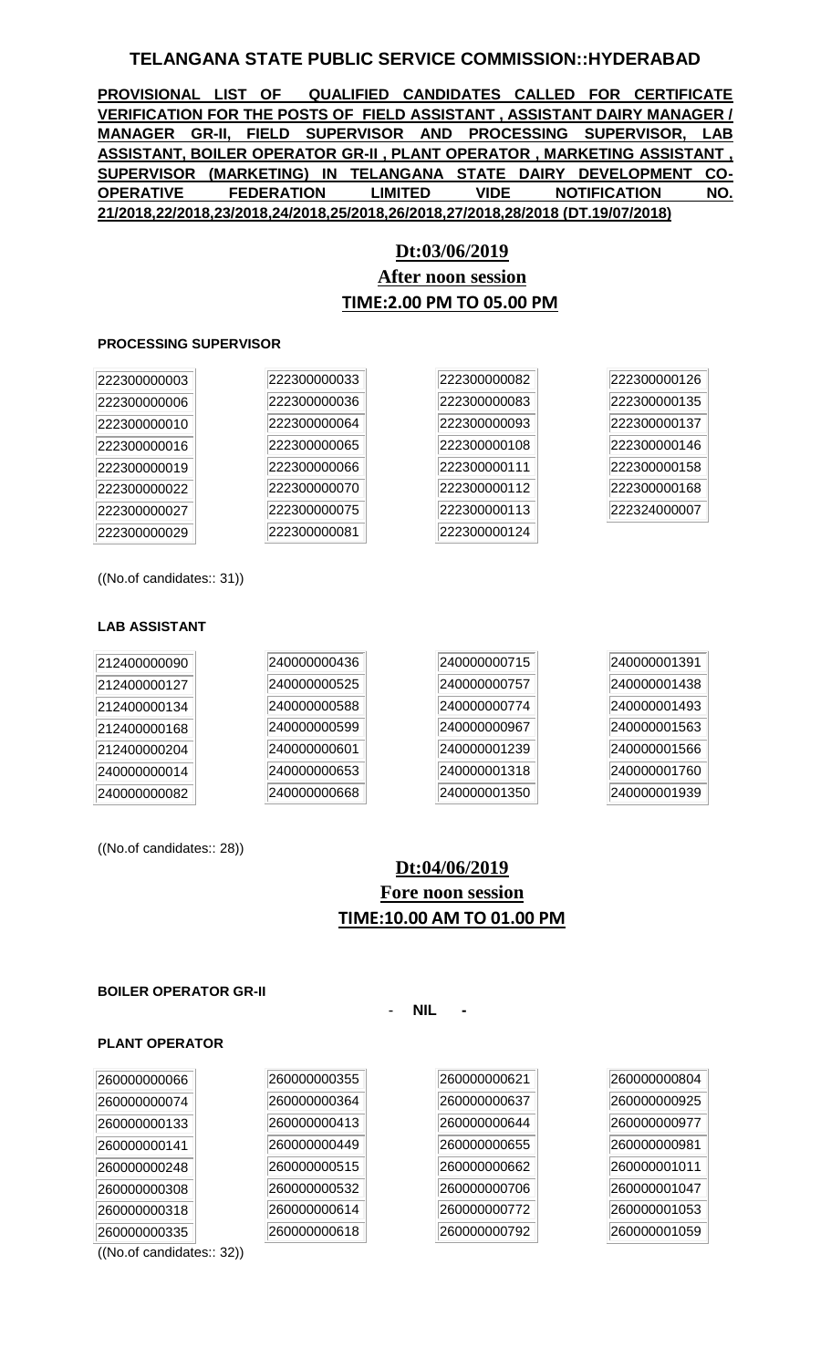## TELANGANA STATE PUBLIC SERVICE COMMISSION::HYDERABAD

**PROVISIONAL LIST OF QUALIFIED CANDIDATES CALLED FOR CERTIFICATE VERIFICATION FOR THE POSTS OF FIELD ASSISTANT , ASSISTANT DAIRY MANAGER / MANAGER GR-II, FIELD SUPERVISOR AND PROCESSING SUPERVISOR, LAB ASSISTANT, BOILER OPERATOR GR-II , PLANT OPERATOR , MARKETING ASSISTANT , SUPERVISOR (MARKETING) IN TELANGANA STATE DAIRY DEVELOPMENT CO-OPERATIVE FEDERATION LIMITED VIDE NOTIFICATION NO. 21/2018,22/2018,23/2018,24/2018,25/2018,26/2018,27/2018,28/2018 (DT.19/07/2018)**

**Dt:03/06/2019**

**After noon session**

**TIME:2.00 PM TO 05.00 PM**

**PROCESSING SUPERVISOR**

| | | | |
|---|---|---|---|
| 222300000003 | 222300000033 | 222300000082 | 222300000126 |
| 222300000006 | 222300000036 | 222300000083 | 222300000135 |
| 222300000010 | 222300000064 | 222300000093 | 222300000137 |
| 222300000016 | 222300000065 | 222300000108 | 222300000146 |
| 222300000019 | 222300000066 | 222300000111 | 222300000158 |
| 222300000022 | 222300000070 | 222300000112 | 222300000168 |
| 222300000027 | 222300000075 | 222300000113 | 222324000007 |
| 222300000029 | 222300000081 | 222300000124 | |

((No.of candidates:: 31))

**LAB ASSISTANT**

| | | | |
|---|---|---|---|
| 212400000090 | 240000000436 | 240000000715 | 240000001391 |
| 212400000127 | 240000000525 | 240000000757 | 240000001438 |
| 212400000134 | 240000000588 | 240000000774 | 240000001493 |
| 212400000168 | 240000000599 | 240000000967 | 240000001563 |
| 212400000204 | 240000000601 | 240000001239 | 240000001566 |
| 240000000014 | 240000000653 | 240000001318 | 240000001760 |
| 240000000082 | 240000000668 | 240000001350 | 240000001939 |

((No.of candidates:: 28))

**Dt:04/06/2019**

**Fore noon session**

**TIME:10.00 AM TO 01.00 PM**

**BOILER OPERATOR GR-II**

- **NIL** -

**PLANT OPERATOR**

| | | | |
|---|---|---|---|
| 260000000066 | 260000000355 | 260000000621 | 260000000804 |
| 260000000074 | 260000000364 | 260000000637 | 260000000925 |
| 260000000133 | 260000000413 | 260000000644 | 260000000977 |
| 260000000141 | 260000000449 | 260000000655 | 260000000981 |
| 260000000248 | 260000000515 | 260000000662 | 260000001011 |
| 260000000308 | 260000000532 | 260000000706 | 260000001047 |
| 260000000318 | 260000000614 | 260000000772 | 260000001053 |
| 260000000335 | 260000000618 | 260000000792 | 260000001059 |

((No.of candidates:: 32))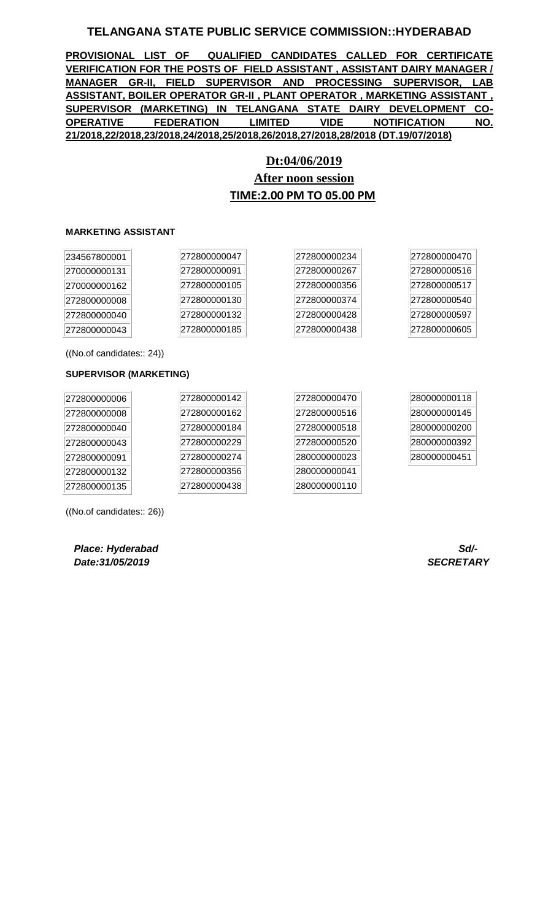# TELANGANA STATE PUBLIC SERVICE COMMISSION::HYDERABAD

**PROVISIONAL LIST OF QUALIFIED CANDIDATES CALLED FOR CERTIFICATE VERIFICATION FOR THE POSTS OF FIELD ASSISTANT , ASSISTANT DAIRY MANAGER / MANAGER GR-II, FIELD SUPERVISOR AND PROCESSING SUPERVISOR, LAB ASSISTANT, BOILER OPERATOR GR-II , PLANT OPERATOR , MARKETING ASSISTANT , SUPERVISOR (MARKETING) IN TELANGANA STATE DAIRY DEVELOPMENT CO-OPERATIVE FEDERATION LIMITED VIDE NOTIFICATION NO. 21/2018,22/2018,23/2018,24/2018,25/2018,26/2018,27/2018,28/2018 (DT.19/07/2018)**

**Dt:04/06/2019**

**After noon session**

**TIME:2.00 PM TO 05.00 PM**

### MARKETING ASSISTANT

| | | | |
|---|---|---|---|
| 234567800001 | 272800000047 | 272800000234 | 272800000470 |
| 270000000131 | 272800000091 | 272800000267 | 272800000516 |
| 270000000162 | 272800000105 | 272800000356 | 272800000517 |
| 272800000008 | 272800000130 | 272800000374 | 272800000540 |
| 272800000040 | 272800000132 | 272800000428 | 272800000597 |
| 272800000043 | 272800000185 | 272800000438 | 272800000605 |

((No.of candidates:: 24))

### SUPERVISOR (MARKETING)

| | | | |
|---|---|---|---|
| 272800000006 | 272800000142 | 272800000470 | 280000000118 |
| 272800000008 | 272800000162 | 272800000516 | 280000000145 |
| 272800000040 | 272800000184 | 272800000518 | 280000000200 |
| 272800000043 | 272800000229 | 272800000520 | 280000000392 |
| 272800000091 | 272800000274 | 280000000023 | 280000000451 |
| 272800000132 | 272800000356 | 280000000041 | |
| 272800000135 | 272800000438 | 280000000110 | |

((No.of candidates:: 26))

***Place: Hyderabad***
***Date:31/05/2019***

***Sd/-***
***SECRETARY***